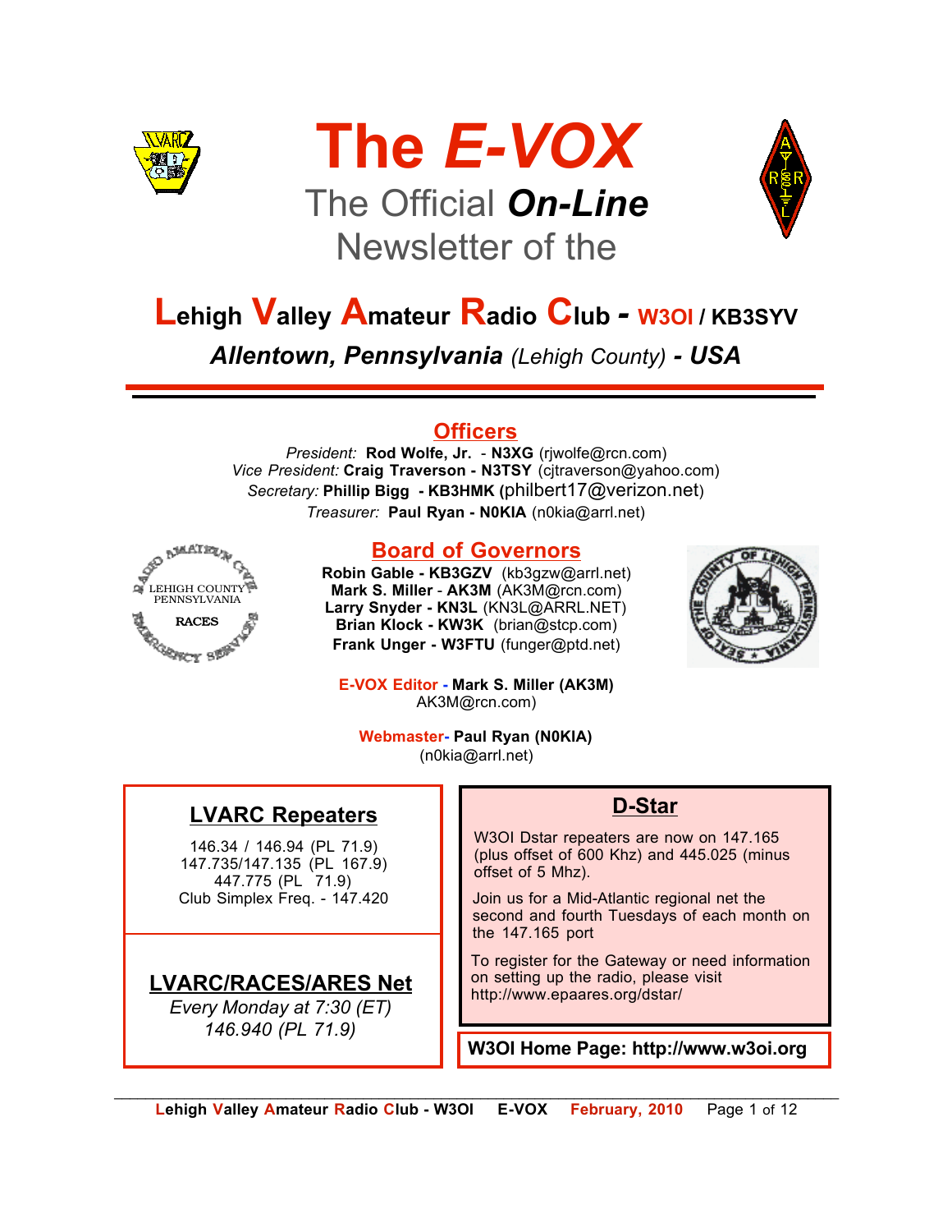# The *E-VOX*

## The Official ***On-Line*** Newsletter of the

## Lehigh Valley Amateur Radio Club - W3OI / KB3SYV

***Allentown, Pennsylvania*** *(Lehigh County)* ***- USA***

### Officers

*President:* **Rod Wolfe, Jr.** - **N3XG** (rjwolfe@rcn.com)
*Vice President:* **Craig Traverson - N3TSY** (cjtraverson@yahoo.com)
*Secretary:* **Phillip Bigg - KB3HMK** (philbert17@verizon.net)
*Treasurer:* **Paul Ryan - N0KIA** (n0kia@arrl.net)

### Board of Governors

**Robin Gable - KB3GZV** (kb3gzw@arrl.net)
**Mark S. Miller** - **AK3M** (AK3M@rcn.com)
**Larry Snyder - KN3L** (KN3L@ARRL.NET)
**Brian Klock - KW3K** (brian@stcp.com)
**Frank Unger - W3FTU** (funger@ptd.net)

**E-VOX Editor - Mark S. Miller (AK3M)**
AK3M@rcn.com)

**Webmaster- Paul Ryan (N0KIA)**
(n0kia@arrl.net)

### LVARC Repeaters

146.34 / 146.94 (PL 71.9)
147.735/147.135 (PL 167.9)
447.775 (PL 71.9)
Club Simplex Freq. - 147.420

### LVARC/RACES/ARES Net

*Every Monday at 7:30 (ET)*
*146.940 (PL 71.9)*

### D-Star

W3OI Dstar repeaters are now on 147.165 (plus offset of 600 Khz) and 445.025 (minus offset of 5 Mhz).

Join us for a Mid-Atlantic regional net the second and fourth Tuesdays of each month on the 147.165 port

To register for the Gateway or need information on setting up the radio, please visit http://www.epaares.org/dstar/

**W3OI Home Page: http://www.w3oi.org**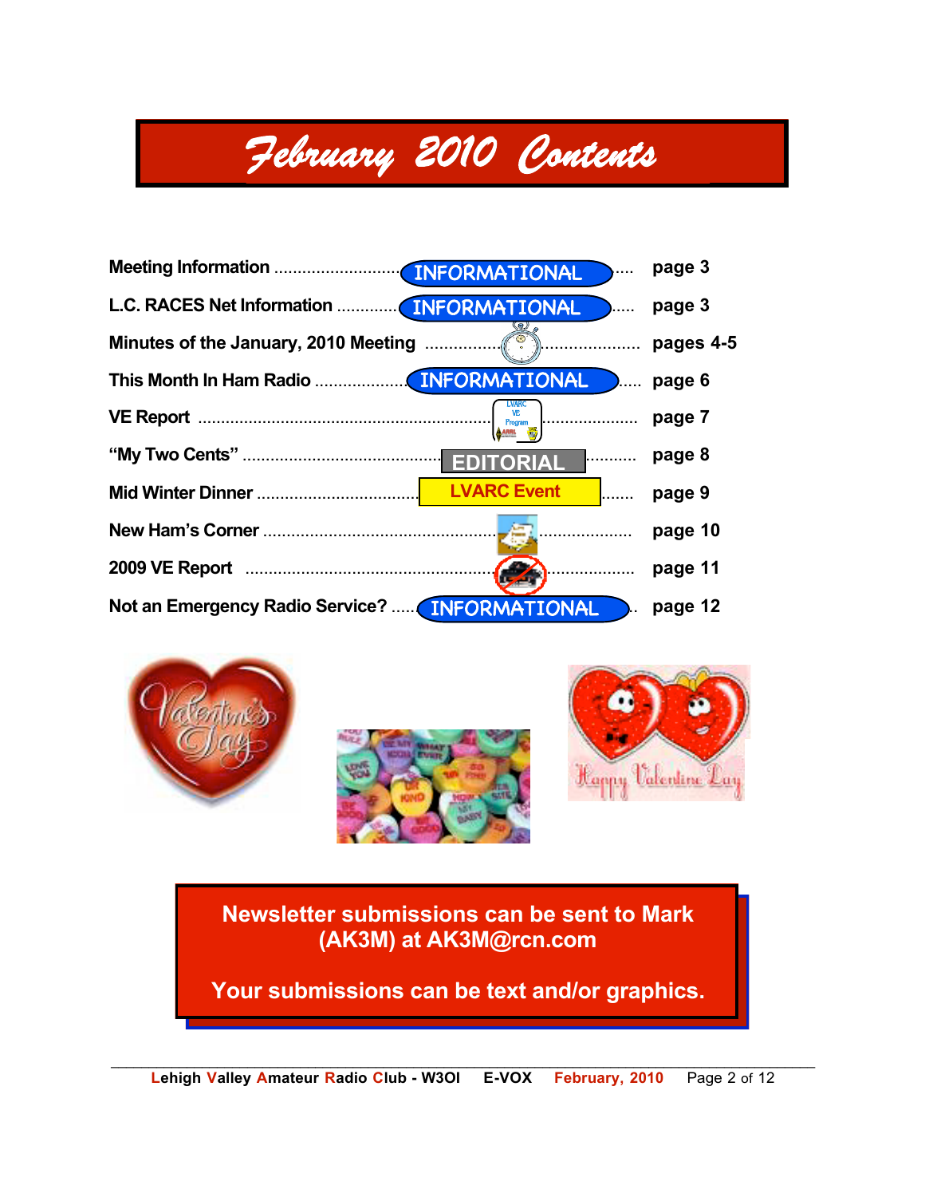# February 2010 Contents

| Item | Tag | Page |
|---|---|---|
| Meeting Information | INFORMATIONAL | page 3 |
| L.C. RACES Net Information | INFORMATIONAL | page 3 |
| Minutes of the January, 2010 Meeting | | pages 4-5 |
| This Month In Ham Radio | INFORMATIONAL | page 6 |
| VE Report | | page 7 |
| "My Two Cents" | EDITORIAL | page 8 |
| Mid Winter Dinner | LVARC Event | page 9 |
| New Ham's Corner | | page 10 |
| 2009 VE Report | | page 11 |
| Not an Emergency Radio Service? | INFORMATIONAL | page 12 |

**Newsletter submissions can be sent to Mark (AK3M) at AK3M@rcn.com**

**Your submissions can be text and/or graphics.**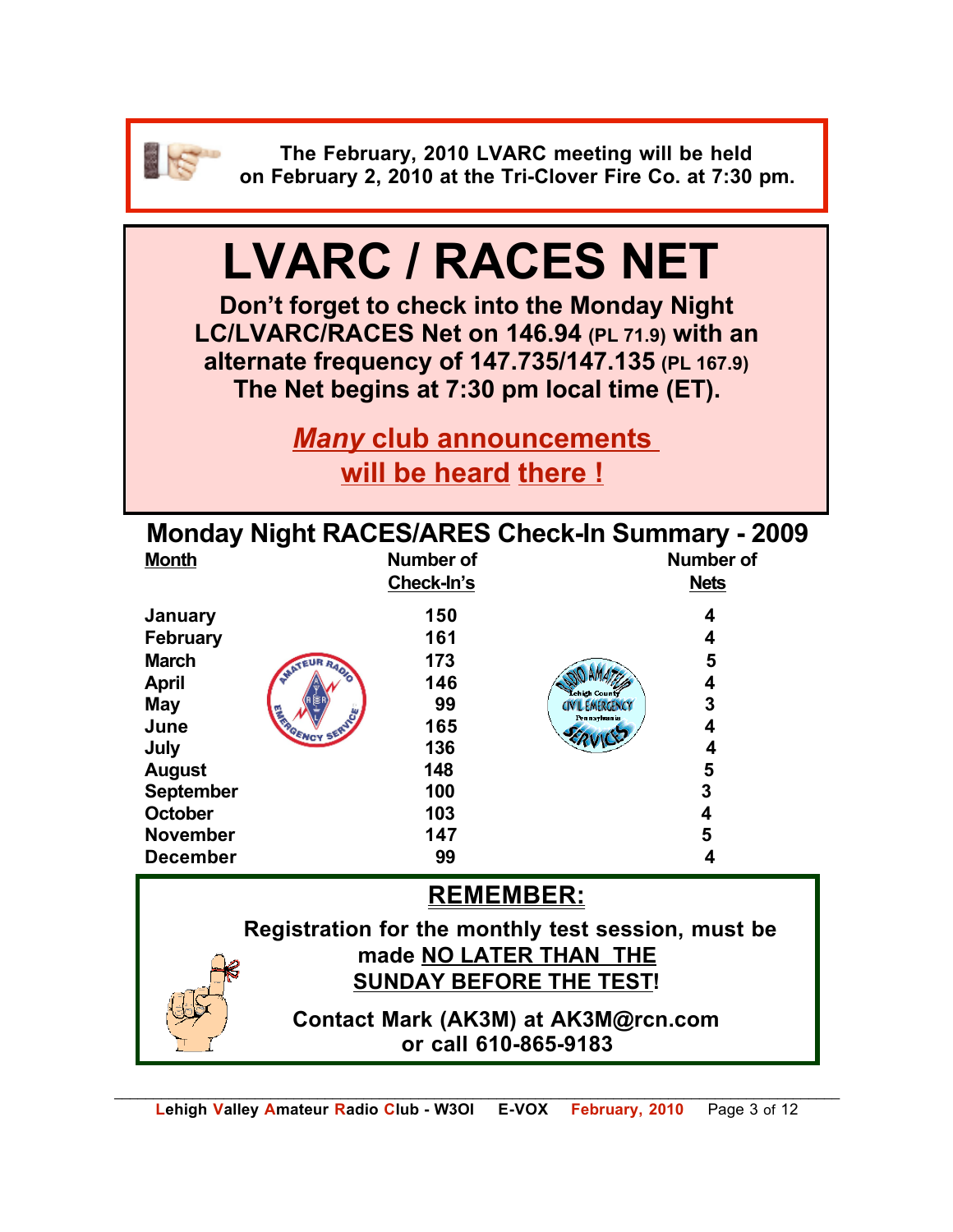**The February, 2010 LVARC meeting will be held on February 2, 2010 at the Tri-Clover Fire Co. at 7:30 pm.**

# LVARC / RACES NET

**Don't forget to check into the Monday Night LC/LVARC/RACES Net on 146.94 (PL 71.9) with an alternate frequency of 147.735/147.135 (PL 167.9)**
**The Net begins at 7:30 pm local time (ET).**

***Many*** **club announcements will be heard there !**

## Monday Night RACES/ARES Check-In Summary - 2009

| Month | Number of Check-In's | Number of Nets |
|---|---|---|
| January | 150 | 4 |
| February | 161 | 4 |
| March | 173 | 5 |
| April | 146 | 4 |
| May | 99 | 3 |
| June | 165 | 4 |
| July | 136 | 4 |
| August | 148 | 5 |
| September | 100 | 3 |
| October | 103 | 4 |
| November | 147 | 5 |
| December | 99 | 4 |

## REMEMBER:

**Registration for the monthly test session, must be made NO LATER THAN THE SUNDAY BEFORE THE TEST!**

**Contact Mark (AK3M) at AK3M@rcn.com or call 610-865-9183**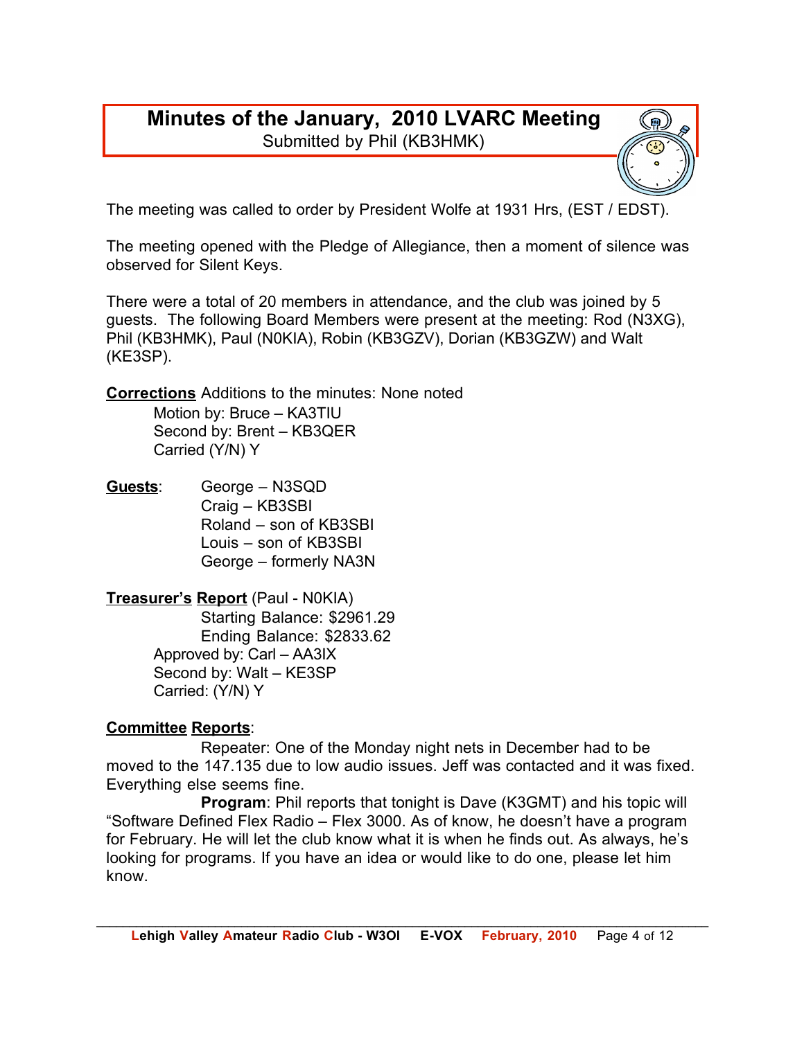# Minutes of the January, 2010 LVARC Meeting

Submitted by Phil (KB3HMK)

The meeting was called to order by President Wolfe at 1931 Hrs, (EST / EDST).

The meeting opened with the Pledge of Allegiance, then a moment of silence was observed for Silent Keys.

There were a total of 20 members in attendance, and the club was joined by 5 guests. The following Board Members were present at the meeting: Rod (N3XG), Phil (KB3HMK), Paul (N0KIA), Robin (KB3GZV), Dorian (KB3GZW) and Walt (KE3SP).

**Corrections** Additions to the minutes: None noted

Motion by: Bruce – KA3TIU
Second by: Brent – KB3QER
Carried (Y/N) Y

**Guests**:

George – N3SQD
Craig – KB3SBI
Roland – son of KB3SBI
Louis – son of KB3SBI
George – formerly NA3N

**Treasurer's Report** (Paul - N0KIA)

Starting Balance: $2961.29
Ending Balance: $2833.62
Approved by: Carl – AA3IX
Second by: Walt – KE3SP
Carried: (Y/N) Y

**Committee Reports**:

Repeater: One of the Monday night nets in December had to be moved to the 147.135 due to low audio issues. Jeff was contacted and it was fixed. Everything else seems fine.

**Program**: Phil reports that tonight is Dave (K3GMT) and his topic will "Software Defined Flex Radio – Flex 3000. As of know, he doesn't have a program for February. He will let the club know what it is when he finds out. As always, he's looking for programs. If you have an idea or would like to do one, please let him know.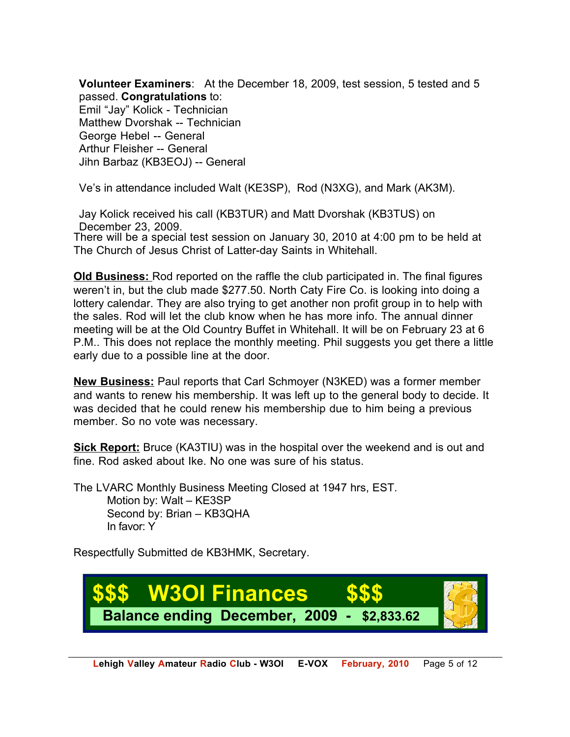**Volunteer Examiners**: At the December 18, 2009, test session, 5 tested and 5 passed. **Congratulations** to:
Emil “Jay” Kolick - Technician
Matthew Dvorshak -- Technician
George Hebel -- General
Arthur Fleisher -- General
Jihn Barbaz (KB3EOJ) -- General

Ve’s in attendance included Walt (KE3SP), Rod (N3XG), and Mark (AK3M).

Jay Kolick received his call (KB3TUR) and Matt Dvorshak (KB3TUS) on December 23, 2009.
There will be a special test session on January 30, 2010 at 4:00 pm to be held at The Church of Jesus Christ of Latter-day Saints in Whitehall.

**Old Business:** Rod reported on the raffle the club participated in. The final figures weren’t in, but the club made $277.50. North Caty Fire Co. is looking into doing a lottery calendar. They are also trying to get another non profit group in to help with the sales. Rod will let the club know when he has more info. The annual dinner meeting will be at the Old Country Buffet in Whitehall. It will be on February 23 at 6 P.M.. This does not replace the monthly meeting. Phil suggests you get there a little early due to a possible line at the door.

**New Business:** Paul reports that Carl Schmoyer (N3KED) was a former member and wants to renew his membership. It was left up to the general body to decide. It was decided that he could renew his membership due to him being a previous member. So no vote was necessary.

**Sick Report:** Bruce (KA3TIU) was in the hospital over the weekend and is out and fine. Rod asked about Ike. No one was sure of his status.

The LVARC Monthly Business Meeting Closed at 1947 hrs, EST.
Motion by: Walt – KE3SP
Second by: Brian – KB3QHA
In favor: Y

Respectfully Submitted de KB3HMK, Secretary.

## $$$ W3OI Finances $$$

**Balance ending December, 2009 - $2,833.62**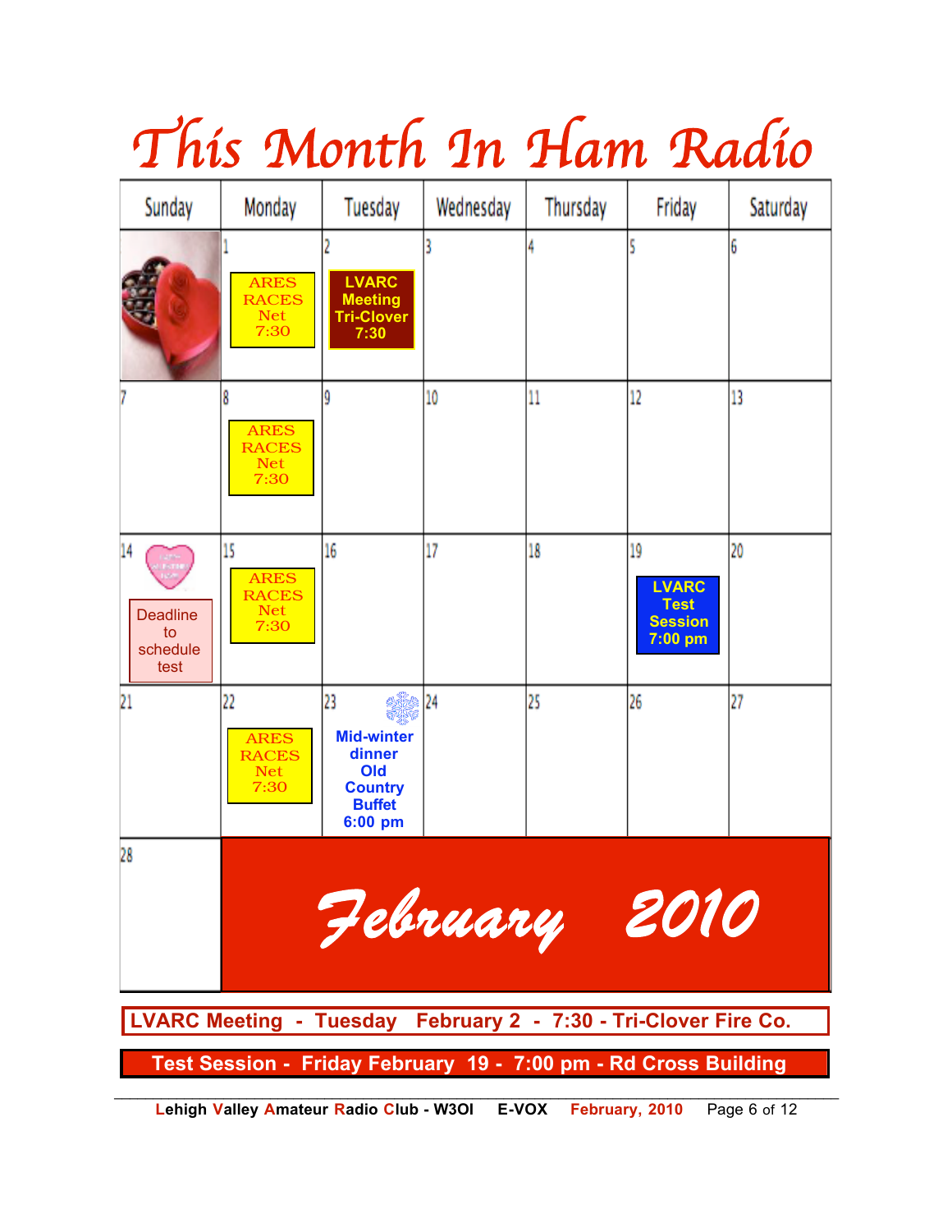# This Month In Ham Radio

| Sunday | Monday | Tuesday | Wednesday | Thursday | Friday | Saturday |
|---|---|---|---|---|---|---|
| | 1 ARES RACES Net 7:30 | 2 LVARC Meeting Tri-Clover 7:30 | 3 | 4 | 5 | 6 |
| 7 | 8 ARES RACES Net 7:30 | 9 | 10 | 11 | 12 | 13 |
| 14 Deadline to schedule test | 15 ARES RACES Net 7:30 | 16 | 17 | 18 | 19 LVARC Test Session 7:00 pm | 20 |
| 21 | 22 ARES RACES Net 7:30 | 23 Mid-winter dinner Old Country Buffet 6:00 pm | 24 | 25 | 26 | 27 |
| 28 | | | | | | |

## February 2010

**LVARC Meeting - Tuesday February 2 - 7:30 - Tri-Clover Fire Co.**

**Test Session - Friday February 19 - 7:00 pm - Rd Cross Building**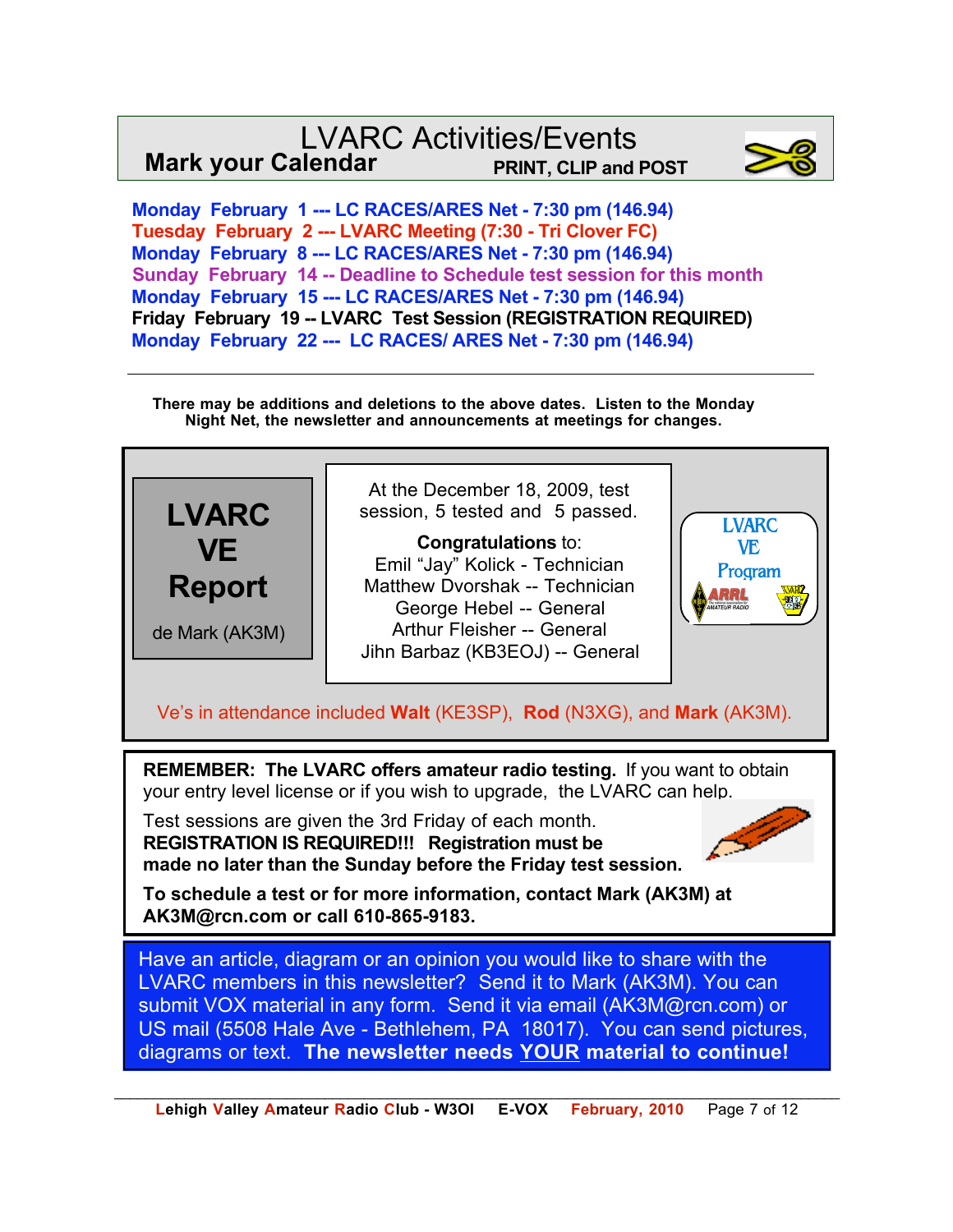# LVARC Activities/Events

**Mark your Calendar** **PRINT, CLIP and POST**

**Monday February 1 --- LC RACES/ARES Net - 7:30 pm (146.94)**
**Tuesday February 2 --- LVARC Meeting (7:30 - Tri Clover FC)**
**Monday February 8 --- LC RACES/ARES Net - 7:30 pm (146.94)**
**Sunday February 14 -- Deadline to Schedule test session for this month**
**Monday February 15 --- LC RACES/ARES Net - 7:30 pm (146.94)**
**Friday February 19 -- LVARC Test Session (REGISTRATION REQUIRED)**
**Monday February 22 --- LC RACES/ ARES Net - 7:30 pm (146.94)**

---

**There may be additions and deletions to the above dates. Listen to the Monday Night Net, the newsletter and announcements at meetings for changes.**

## LVARC VE Report

de Mark (AK3M)

At the December 18, 2009, test session, 5 tested and 5 passed.

**Congratulations** to:
Emil "Jay" Kolick - Technician
Matthew Dvorshak -- Technician
George Hebel -- General
Arthur Fleisher -- General
Jihn Barbaz (KB3EOJ) -- General

LVARC VE Program

Ve's in attendance included **Walt** (KE3SP), **Rod** (N3XG), and **Mark** (AK3M).

**REMEMBER: The LVARC offers amateur radio testing.** If you want to obtain your entry level license or if you wish to upgrade, the LVARC can help.

Test sessions are given the 3rd Friday of each month.
**REGISTRATION IS REQUIRED!!! Registration must be made no later than the Sunday before the Friday test session.**

**To schedule a test or for more information, contact Mark (AK3M) at AK3M@rcn.com or call 610-865-9183.**

Have an article, diagram or an opinion you would like to share with the LVARC members in this newsletter? Send it to Mark (AK3M). You can submit VOX material in any form. Send it via email (AK3M@rcn.com) or US mail (5508 Hale Ave - Bethlehem, PA 18017). You can send pictures, diagrams or text. **The newsletter needs <u>YOUR</u> material to continue!**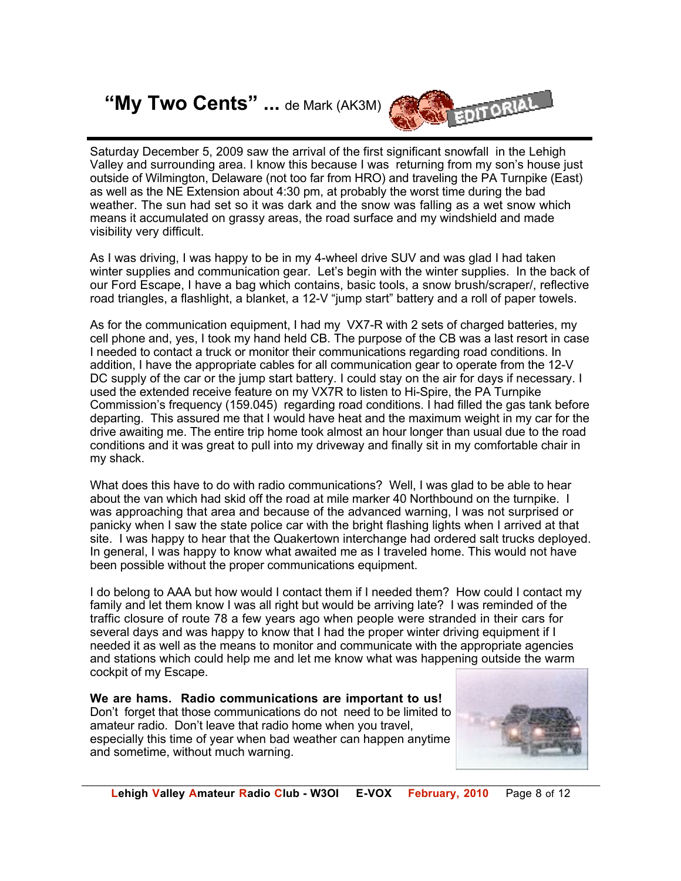# "My Two Cents" ... de Mark (AK3M)

Saturday December 5, 2009 saw the arrival of the first significant snowfall in the Lehigh Valley and surrounding area. I know this because I was returning from my son's house just outside of Wilmington, Delaware (not too far from HRO) and traveling the PA Turnpike (East) as well as the NE Extension about 4:30 pm, at probably the worst time during the bad weather. The sun had set so it was dark and the snow was falling as a wet snow which means it accumulated on grassy areas, the road surface and my windshield and made visibility very difficult.

As I was driving, I was happy to be in my 4-wheel drive SUV and was glad I had taken winter supplies and communication gear. Let's begin with the winter supplies. In the back of our Ford Escape, I have a bag which contains, basic tools, a snow brush/scraper/, reflective road triangles, a flashlight, a blanket, a 12-V "jump start" battery and a roll of paper towels.

As for the communication equipment, I had my VX7-R with 2 sets of charged batteries, my cell phone and, yes, I took my hand held CB. The purpose of the CB was a last resort in case I needed to contact a truck or monitor their communications regarding road conditions. In addition, I have the appropriate cables for all communication gear to operate from the 12-V DC supply of the car or the jump start battery. I could stay on the air for days if necessary. I used the extended receive feature on my VX7R to listen to Hi-Spire, the PA Turnpike Commission's frequency (159.045) regarding road conditions. I had filled the gas tank before departing. This assured me that I would have heat and the maximum weight in my car for the drive awaiting me. The entire trip home took almost an hour longer than usual due to the road conditions and it was great to pull into my driveway and finally sit in my comfortable chair in my shack.

What does this have to do with radio communications? Well, I was glad to be able to hear about the van which had skid off the road at mile marker 40 Northbound on the turnpike. I was approaching that area and because of the advanced warning, I was not surprised or panicky when I saw the state police car with the bright flashing lights when I arrived at that site. I was happy to hear that the Quakertown interchange had ordered salt trucks deployed. In general, I was happy to know what awaited me as I traveled home. This would not have been possible without the proper communications equipment.

I do belong to AAA but how would I contact them if I needed them? How could I contact my family and let them know I was all right but would be arriving late? I was reminded of the traffic closure of route 78 a few years ago when people were stranded in their cars for several days and was happy to know that I had the proper winter driving equipment if I needed it as well as the means to monitor and communicate with the appropriate agencies and stations which could help me and let me know what was happening outside the warm cockpit of my Escape.

**We are hams. Radio communications are important to us!** Don't forget that those communications do not need to be limited to amateur radio. Don't leave that radio home when you travel, especially this time of year when bad weather can happen anytime and sometime, without much warning.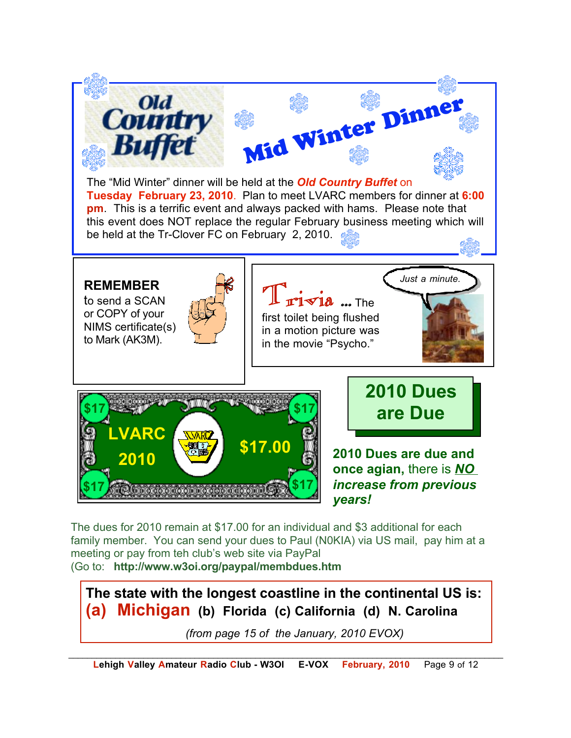## Mid Winter Dinner

The "Mid Winter" dinner will be held at the ***Old Country Buffet*** on **Tuesday February 23, 2010**. Plan to meet LVARC members for dinner at **6:00 pm**. This is a terrific event and always packed with hams. Please note that this event does NOT replace the regular February business meeting which will be held at the Tr-Clover FC on February 2, 2010.

**REMEMBER** to send a SCAN or COPY of your NIMS certificate(s) to Mark (AK3M).

**Trivia** ... The first toilet being flushed in a motion picture was in the movie "Psycho."

## 2010 Dues are Due

**2010 Dues are due and once agian,** there is ***NO increase from previous years!***

The dues for 2010 remain at $17.00 for an individual and $3 additional for each family member. You can send your dues to Paul (N0KIA) via US mail, pay him at a meeting or pay from teh club's web site via PayPal
(Go to: **http://www.w3oi.org/paypal/membdues.htm**

**The state with the longest coastline in the continental US is:**
**(a) Michigan (b) Florida (c) California (d) N. Carolina**

*(from page 15 of the January, 2010 EVOX)*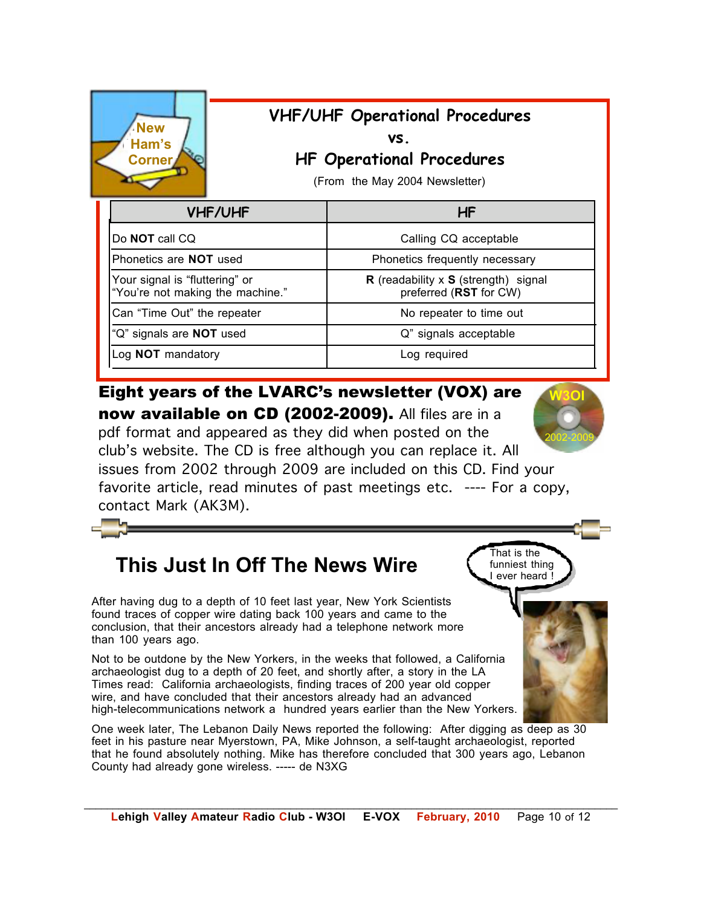New Ham's Corner

# VHF/UHF Operational Procedures vs. HF Operational Procedures

(From the May 2004 Newsletter)

| VHF/UHF | HF |
|---|---|
| Do **NOT** call CQ | Calling CQ acceptable |
| Phonetics are **NOT** used | Phonetics frequently necessary |
| Your signal is "fluttering" or "You're not making the machine." | **R** (readability x **S** (strength) signal preferred (**RST** for CW) |
| Can "Time Out" the repeater | No repeater to time out |
| "Q" signals are **NOT** used | Q" signals acceptable |
| Log **NOT** mandatory | Log required |

**Eight years of the LVARC's newsletter (VOX) are now available on CD (2002-2009).** All files are in a pdf format and appeared as they did when posted on the club's website. The CD is free although you can replace it. All issues from 2002 through 2009 are included on this CD. Find your favorite article, read minutes of past meetings etc. ---- For a copy, contact Mark (AK3M).

## This Just In Off The News Wire

After having dug to a depth of 10 feet last year, New York Scientists found traces of copper wire dating back 100 years and came to the conclusion, that their ancestors already had a telephone network more than 100 years ago.

Not to be outdone by the New Yorkers, in the weeks that followed, a California archaeologist dug to a depth of 20 feet, and shortly after, a story in the LA Times read: California archaeologists, finding traces of 200 year old copper wire, and have concluded that their ancestors already had an advanced high-telecommunications network a hundred years earlier than the New Yorkers.

One week later, The Lebanon Daily News reported the following: After digging as deep as 30 feet in his pasture near Myerstown, PA, Mike Johnson, a self-taught archaeologist, reported that he found absolutely nothing. Mike has therefore concluded that 300 years ago, Lebanon County had already gone wireless. ----- de N3XG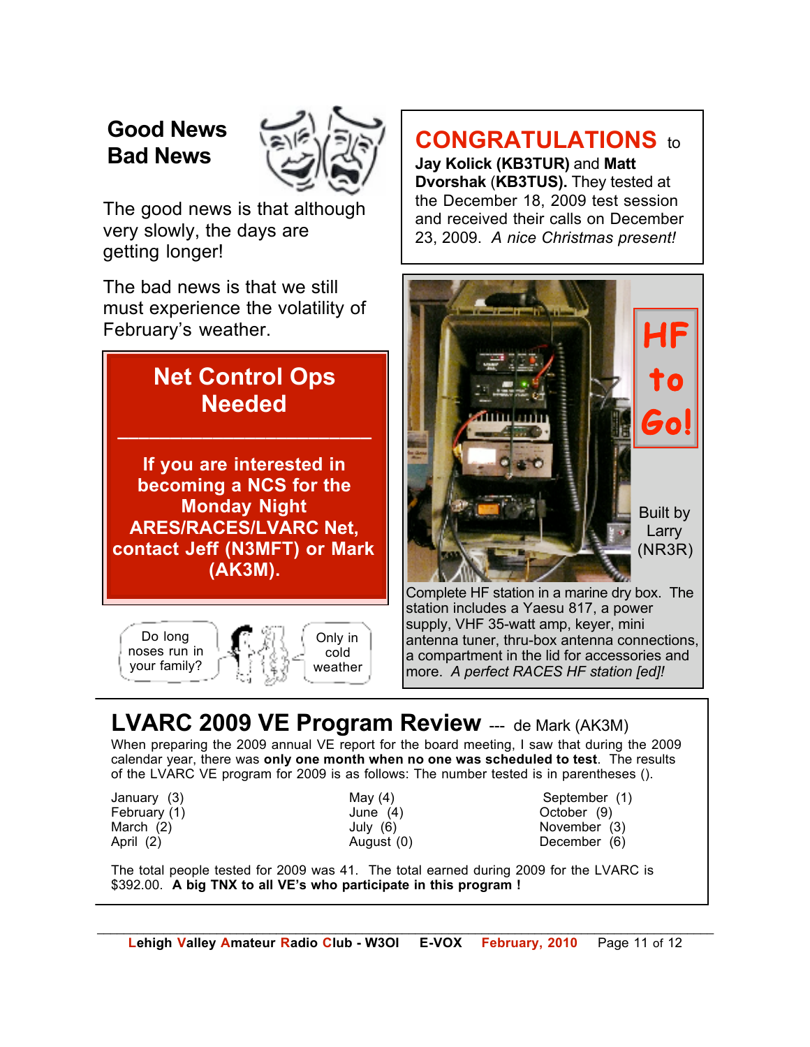## Good News Bad News

The good news is that although very slowly, the days are getting longer!

The bad news is that we still must experience the volatility of February's weather.

## Net Control Ops Needed

**If you are interested in becoming a NCS for the Monday Night ARES/RACES/LVARC Net, contact Jeff (N3MFT) or Mark (AK3M).**

Do long noses run in your family?

Only in cold weather

## CONGRATULATIONS to

**Jay Kolick (KB3TUR)** and **Matt Dvorshak** (**KB3TUS).** They tested at the December 18, 2009 test session and received their calls on December 23, 2009. *A nice Christmas present!*

## HF to Go!

Built by Larry (NR3R)

Complete HF station in a marine dry box. The station includes a Yaesu 817, a power supply, VHF 35-watt amp, keyer, mini antenna tuner, thru-box antenna connections, a compartment in the lid for accessories and more. *A perfect RACES HF station [ed]!*

## LVARC 2009 VE Program Review --- de Mark (AK3M)

When preparing the 2009 annual VE report for the board meeting, I saw that during the 2009 calendar year, there was **only one month when no one was scheduled to test**. The results of the LVARC VE program for 2009 is as follows: The number tested is in parentheses ().

| | | |
|---|---|---|
| January (3) | May (4) | September (1) |
| February (1) | June (4) | October (9) |
| March (2) | July (6) | November (3) |
| April (2) | August (0) | December (6) |

The total people tested for 2009 was 41. The total earned during 2009 for the LVARC is $392.00. **A big TNX to all VE's who participate in this program !**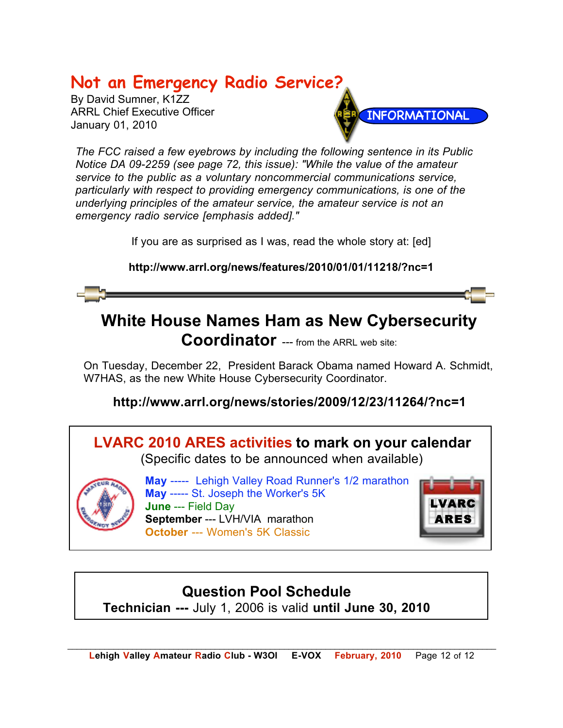# Not an Emergency Radio Service?

By David Sumner, K1ZZ
ARRL Chief Executive Officer
January 01, 2010

INFORMATIONAL

*The FCC raised a few eyebrows by including the following sentence in its Public Notice DA 09-2259 (see page 72, this issue): "While the value of the amateur service to the public as a voluntary noncommercial communications service, particularly with respect to providing emergency communications, is one of the underlying principles of the amateur service, the amateur service is not an emergency radio service [emphasis added]."*

If you are as surprised as I was, read the whole story at: [ed]

**http://www.arrl.org/news/features/2010/01/01/11218/?nc=1**

## White House Names Ham as New Cybersecurity Coordinator --- from the ARRL web site:

On Tuesday, December 22, President Barack Obama named Howard A. Schmidt, W7HAS, as the new White House Cybersecurity Coordinator.

**http://www.arrl.org/news/stories/2009/12/23/11264/?nc=1**

## LVARC 2010 ARES activities to mark on your calendar

(Specific dates to be announced when available)

**May** ----- Lehigh Valley Road Runner's 1/2 marathon
**May** ----- St. Joseph the Worker's 5K
**June** --- Field Day
**September** --- LVH/VIA marathon
**October** --- Women's 5K Classic

LVARC ARES

## Question Pool Schedule

**Technician ---** July 1, 2006 is valid **until June 30, 2010**